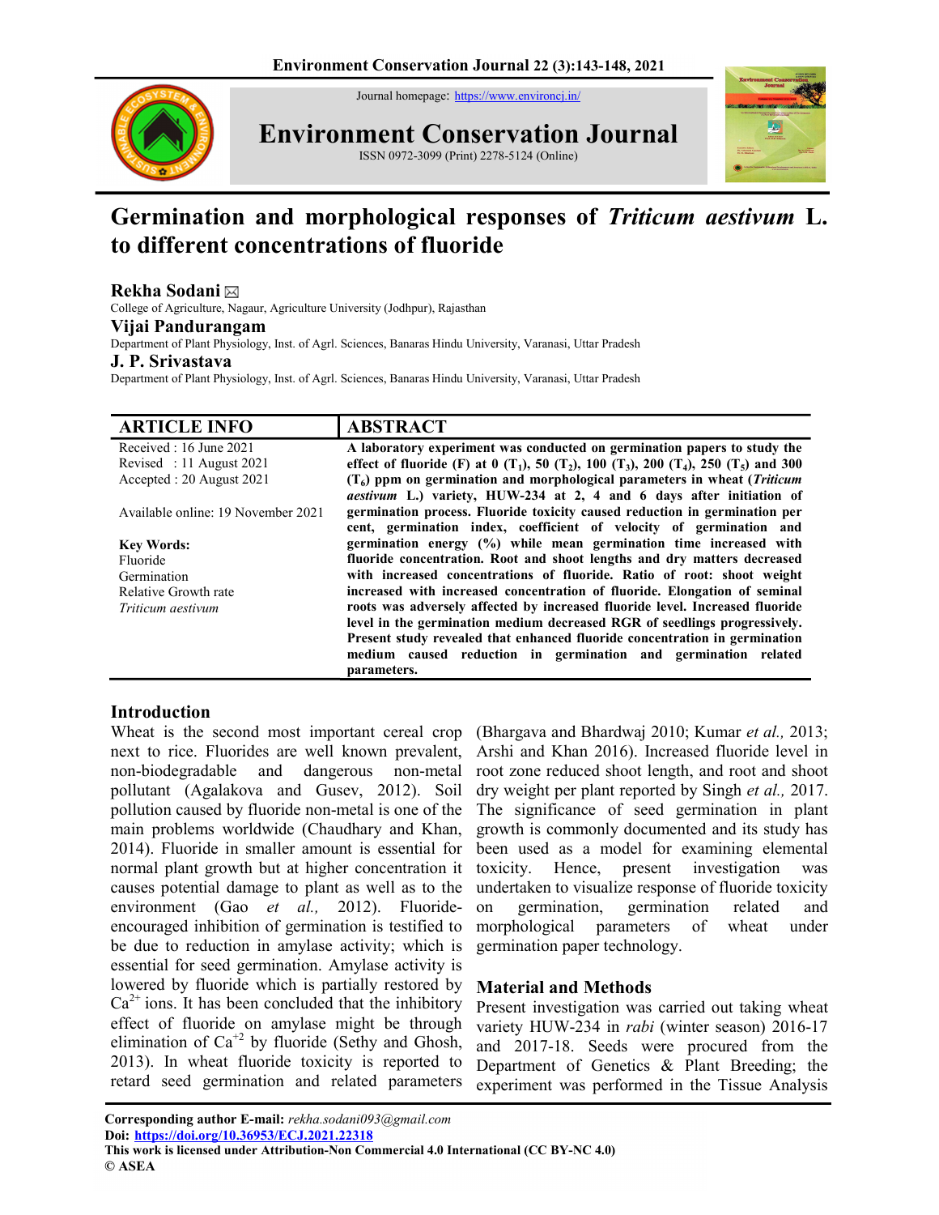# Germination and morphological responses of *Triticum aestivum* L. to different concentrations of fluoride

**Rekha Sodani** ✉
College of Agriculture, Nagaur, Agriculture University (Jodhpur), Rajasthan

**Vijai Pandurangam**
Department of Plant Physiology, Inst. of Agrl. Sciences, Banaras Hindu University, Varanasi, Uttar Pradesh

**J. P. Srivastava**
Department of Plant Physiology, Inst. of Agrl. Sciences, Banaras Hindu University, Varanasi, Uttar Pradesh

## ARTICLE INFO

Received : 16 June 2021
Revised : 11 August 2021
Accepted : 20 August 2021

Available online: 19 November 2021

**Key Words:**
Fluoride
Germination
Relative Growth rate
*Triticum aestivum*

## ABSTRACT

**A laboratory experiment was conducted on germination papers to study the effect of fluoride (F) at 0 ($T_1$), 50 ($T_2$), 100 ($T_3$), 200 ($T_4$), 250 ($T_5$) and 300 ($T_6$) ppm on germination and morphological parameters in wheat (*Triticum aestivum* L.) variety, HUW-234 at 2, 4 and 6 days after initiation of germination process. Fluoride toxicity caused reduction in germination per cent, germination index, coefficient of velocity of germination and germination energy (%) while mean germination time increased with fluoride concentration. Root and shoot lengths and dry matters decreased with increased concentrations of fluoride. Ratio of root: shoot weight increased with increased concentration of fluoride. Elongation of seminal roots was adversely affected by increased fluoride level. Increased fluoride level in the germination medium decreased RGR of seedlings progressively. Present study revealed that enhanced fluoride concentration in germination medium caused reduction in germination and germination related parameters.**

## Introduction

Wheat is the second most important cereal crop next to rice. Fluorides are well known prevalent, non-biodegradable and dangerous non-metal pollutant (Agalakova and Gusev, 2012). Soil pollution caused by fluoride non-metal is one of the main problems worldwide (Chaudhary and Khan, 2014). Fluoride in smaller amount is essential for normal plant growth but at higher concentration it causes potential damage to plant as well as to the environment (Gao *et al.,* 2012). Fluoride-encouraged inhibition of germination is testified to be due to reduction in amylase activity; which is essential for seed germination. Amylase activity is lowered by fluoride which is partially restored by $Ca^{2+}$ ions. It has been concluded that the inhibitory effect of fluoride on amylase might be through elimination of $Ca^{+2}$ by fluoride (Sethy and Ghosh, 2013). In wheat fluoride toxicity is reported to retard seed germination and related parameters (Bhargava and Bhardwaj 2010; Kumar *et al.,* 2013; Arshi and Khan 2016). Increased fluoride level in root zone reduced shoot length, and root and shoot dry weight per plant reported by Singh *et al.,* 2017. The significance of seed germination in plant growth is commonly documented and its study has been used as a model for examining elemental toxicity. Hence, present investigation was undertaken to visualize response of fluoride toxicity on germination, germination related and morphological parameters of wheat under germination paper technology.

## Material and Methods

Present investigation was carried out taking wheat variety HUW-234 in *rabi* (winter season) 2016-17 and 2017-18. Seeds were procured from the Department of Genetics & Plant Breeding; the experiment was performed in the Tissue Analysis

---

**Corresponding author E-mail:** *rekha.sodani093@gmail.com*
**Doi:** https://doi.org/10.36953/ECJ.2021.22318
**This work is licensed under Attribution-Non Commercial 4.0 International (CC BY-NC 4.0)**
**© ASEA**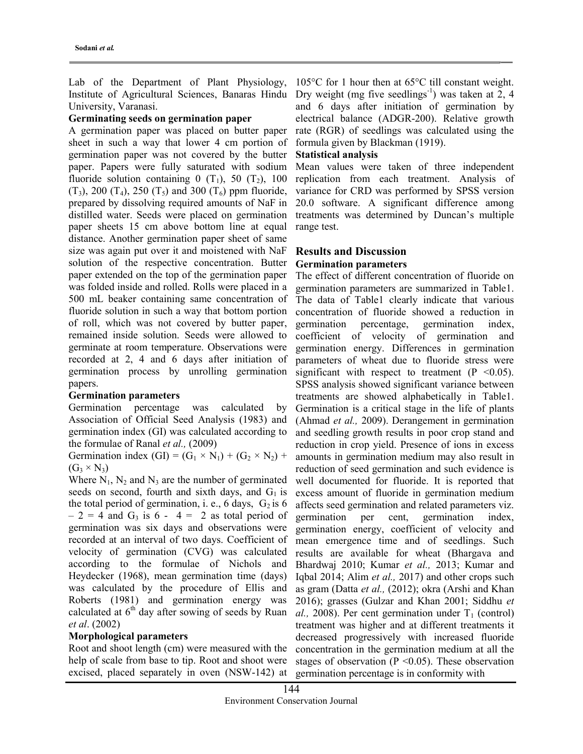Lab of the Department of Plant Physiology, Institute of Agricultural Sciences, Banaras Hindu University, Varanasi.

**Germinating seeds on germination paper**

A germination paper was placed on butter paper sheet in such a way that lower 4 cm portion of germination paper was not covered by the butter paper. Papers were fully saturated with sodium fluoride solution containing 0 ($T_1$), 50 ($T_2$), 100 ($T_3$), 200 ($T_4$), 250 ($T_5$) and 300 ($T_6$) ppm fluoride, prepared by dissolving required amounts of NaF in distilled water. Seeds were placed on germination paper sheets 15 cm above bottom line at equal distance. Another germination paper sheet of same size was again put over it and moistened with NaF solution of the respective concentration. Butter paper extended on the top of the germination paper was folded inside and rolled. Rolls were placed in a 500 mL beaker containing same concentration of fluoride solution in such a way that bottom portion of roll, which was not covered by butter paper, remained inside solution. Seeds were allowed to germinate at room temperature. Observations were recorded at 2, 4 and 6 days after initiation of germination process by unrolling germination papers.

**Germination parameters**

Germination percentage was calculated by Association of Official Seed Analysis (1983) and germination index (GI) was calculated according to the formulae of Ranal *et al.,* (2009)

Germination index (GI) = $(G_1 \times N_1) + (G_2 \times N_2) + (G_3 \times N_3)$

Where $N_1$, $N_2$ and $N_3$ are the number of germinated seeds on second, fourth and sixth days, and $G_1$ is the total period of germination, i. e., 6 days, $G_2$ is $6 - 2 = 4$ and $G_3$ is $6 - 4 = 2$ as total period of germination was six days and observations were recorded at an interval of two days. Coefficient of velocity of germination (CVG) was calculated according to the formulae of Nichols and Heydecker (1968), mean germination time (days) was calculated by the procedure of Ellis and Roberts (1981) and germination energy was calculated at 6<sup>th</sup> day after sowing of seeds by Ruan *et al*. (2002)

**Morphological parameters**

Root and shoot length (cm) were measured with the help of scale from base to tip. Root and shoot were excised, placed separately in oven (NSW-142) at 105°C for 1 hour then at 65°C till constant weight. Dry weight (mg five seedlings$^{-1}$) was taken at 2, 4 and 6 days after initiation of germination by electrical balance (ADGR-200). Relative growth rate (RGR) of seedlings was calculated using the formula given by Blackman (1919).

**Statistical analysis**

Mean values were taken of three independent replication from each treatment. Analysis of variance for CRD was performed by SPSS version 20.0 software. A significant difference among treatments was determined by Duncan's multiple range test.

## Results and Discussion

**Germination parameters**

The effect of different concentration of fluoride on germination parameters are summarized in Table1. The data of Table1 clearly indicate that various concentration of fluoride showed a reduction in germination percentage, germination index, coefficient of velocity of germination and germination energy. Differences in germination parameters of wheat due to fluoride stress were significant with respect to treatment ($P < 0.05$). SPSS analysis showed significant variance between treatments are showed alphabetically in Table1. Germination is a critical stage in the life of plants (Ahmad *et al.,* 2009). Derangement in germination and seedling growth results in poor crop stand and reduction in crop yield. Presence of ions in excess amounts in germination medium may also result in reduction of seed germination and such evidence is well documented for fluoride. It is reported that excess amount of fluoride in germination medium affects seed germination and related parameters viz. germination per cent, germination index, germination energy, coefficient of velocity and mean emergence time and of seedlings. Such results are available for wheat (Bhargava and Bhardwaj 2010; Kumar *et al.,* 2013; Kumar and Iqbal 2014; Alim *et al.,* 2017) and other crops such as gram (Datta *et al.,* (2012); okra (Arshi and Khan 2016); grasses (Gulzar and Khan 2001; Siddhu *et al.,* 2008). Per cent germination under $T_1$ (control) treatment was higher and at different treatments it decreased progressively with increased fluoride concentration in the germination medium at all the stages of observation ($P < 0.05$). These observation germination percentage is in conformity with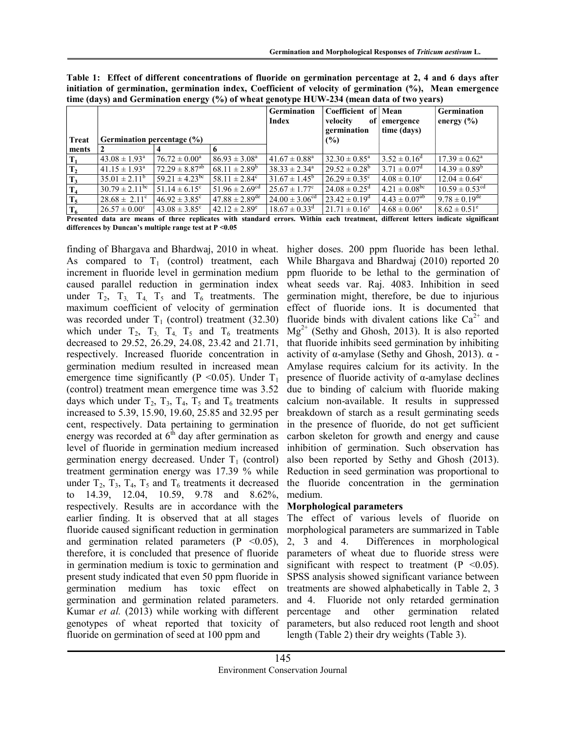**Table 1: Effect of different concentrations of fluoride on germination percentage at 2, 4 and 6 days after initiation of germination, germination index, Coefficient of velocity of germination (%), Mean emergence time (days) and Germination energy (%) of wheat genotype HUW-234 (mean data of two years)**

| Treatments | Germination percentage (%) | | | Germination Index | Coefficient of velocity of germination (%) | Mean emergence time (days) | Germination energy (%) |
|---|---|---|---|---|---|---|---|
| | 2 | 4 | 6 | | | | |
| $T_1$ | $43.08 \pm 1.93^{a}$ | $76.72 \pm 0.00^{a}$ | $86.93 \pm 3.08^{a}$ | $41.67 \pm 0.88^{a}$ | $32.30 \pm 0.85^{a}$ | $3.52 \pm 0.16^{d}$ | $17.39 \pm 0.62^{a}$ |
| $T_2$ | $41.15 \pm 1.93^{a}$ | $72.29 \pm 8.87^{ab}$ | $68.11 \pm 2.89^{b}$ | $38.33 \pm 2.34^{a}$ | $29.52 \pm 0.28^{b}$ | $3.71 \pm 0.07^{d}$ | $14.39 \pm 0.89^{b}$ |
| $T_3$ | $35.01 \pm 2.11^{b}$ | $59.21 \pm 4.23^{bc}$ | $58.11 \pm 2.84^{c}$ | $31.67 \pm 1.45^{b}$ | $26.29 \pm 0.35^{c}$ | $4.08 \pm 0.10^{c}$ | $12.04 \pm 0.64^{c}$ |
| $T_4$ | $30.79 \pm 2.11^{bc}$ | $51.14 \pm 6.15^{c}$ | $51.96 \pm 2.69^{cd}$ | $25.67 \pm 1.77^{c}$ | $24.08 \pm 0.25^{d}$ | $4.21 \pm 0.08^{bc}$ | $10.59 \pm 0.53^{cd}$ |
| $T_5$ | $28.68 \pm 2.11^{c}$ | $46.92 \pm 3.85^{c}$ | $47.88 \pm 2.89^{de}$ | $24.00 \pm 3.06^{cd}$ | $23.42 \pm 0.19^{d}$ | $4.43 \pm 0.07^{ab}$ | $9.78 \pm 0.19^{de}$ |
| $T_6$ | $26.57 \pm 0.00^{c}$ | $43.08 \pm 3.85^{c}$ | $42.12 \pm 2.89^{e}$ | $18.67 \pm 0.33^{d}$ | $21.71 \pm 0.16^{e}$ | $4.68 \pm 0.06^{a}$ | $8.62 \pm 0.51^{e}$ |

**Presented data are means of three replicates with standard errors. Within each treatment, different letters indicate significant differences by Duncan's multiple range test at P <0.05**

finding of Bhargava and Bhardwaj, 2010 in wheat. As compared to $T_1$ (control) treatment, each increment in fluoride level in germination medium caused parallel reduction in germination index under $T_2$, $T_3$, $T_4$, $T_5$ and $T_6$ treatments. The maximum coefficient of velocity of germination was recorded under $T_1$ (control) treatment (32.30) which under $T_2$, $T_3$, $T_4$, $T_5$ and $T_6$ treatments decreased to 29.52, 26.29, 24.08, 23.42 and 21.71, respectively. Increased fluoride concentration in germination medium resulted in increased mean emergence time significantly ($P < 0.05$). Under $T_1$ (control) treatment mean emergence time was 3.52 days which under $T_2$, $T_3$, $T_4$, $T_5$ and $T_6$ treatments increased to 5.39, 15.90, 19.60, 25.85 and 32.95 per cent, respectively. Data pertaining to germination energy was recorded at $6^{th}$ day after germination as level of fluoride in germination medium increased germination energy decreased. Under $T_1$ (control) treatment germination energy was 17.39 % while under $T_2$, $T_3$, $T_4$, $T_5$ and $T_6$ treatments it decreased to 14.39, 12.04, 10.59, 9.78 and 8.62%, respectively. Results are in accordance with the earlier finding. It is observed that at all stages fluoride caused significant reduction in germination and germination related parameters ($P < 0.05$), therefore, it is concluded that presence of fluoride in germination medium is toxic to germination and present study indicated that even 50 ppm fluoride in germination medium has toxic effect on germination and germination related parameters. Kumar *et al.* (2013) while working with different genotypes of wheat reported that toxicity of fluoride on germination of seed at 100 ppm and higher doses. 200 ppm fluoride has been lethal. While Bhargava and Bhardwaj (2010) reported 20 ppm fluoride to be lethal to the germination of wheat seeds var. Raj. 4083. Inhibition in seed germination might, therefore, be due to injurious effect of fluoride ions. It is documented that fluoride binds with divalent cations like $Ca^{2+}$ and $Mg^{2+}$ (Sethy and Ghosh, 2013). It is also reported that fluoride inhibits seed germination by inhibiting activity of α-amylase (Sethy and Ghosh, 2013). α - Amylase requires calcium for its activity. In the presence of fluoride activity of α-amylase declines due to binding of calcium with fluoride making calcium non-available. It results in suppressed breakdown of starch as a result germinating seeds in the presence of fluoride, do not get sufficient carbon skeleton for growth and energy and cause inhibition of germination. Such observation has also been reported by Sethy and Ghosh (2013). Reduction in seed germination was proportional to the fluoride concentration in the germination medium.

### Morphological parameters

The effect of various levels of fluoride on morphological parameters are summarized in Table 2, 3 and 4. Differences in morphological parameters of wheat due to fluoride stress were significant with respect to treatment ($P < 0.05$). SPSS analysis showed significant variance between treatments are showed alphabetically in Table 2, 3 and 4. Fluoride not only retarded germination percentage and other germination related parameters, but also reduced root length and shoot length (Table 2) their dry weights (Table 3).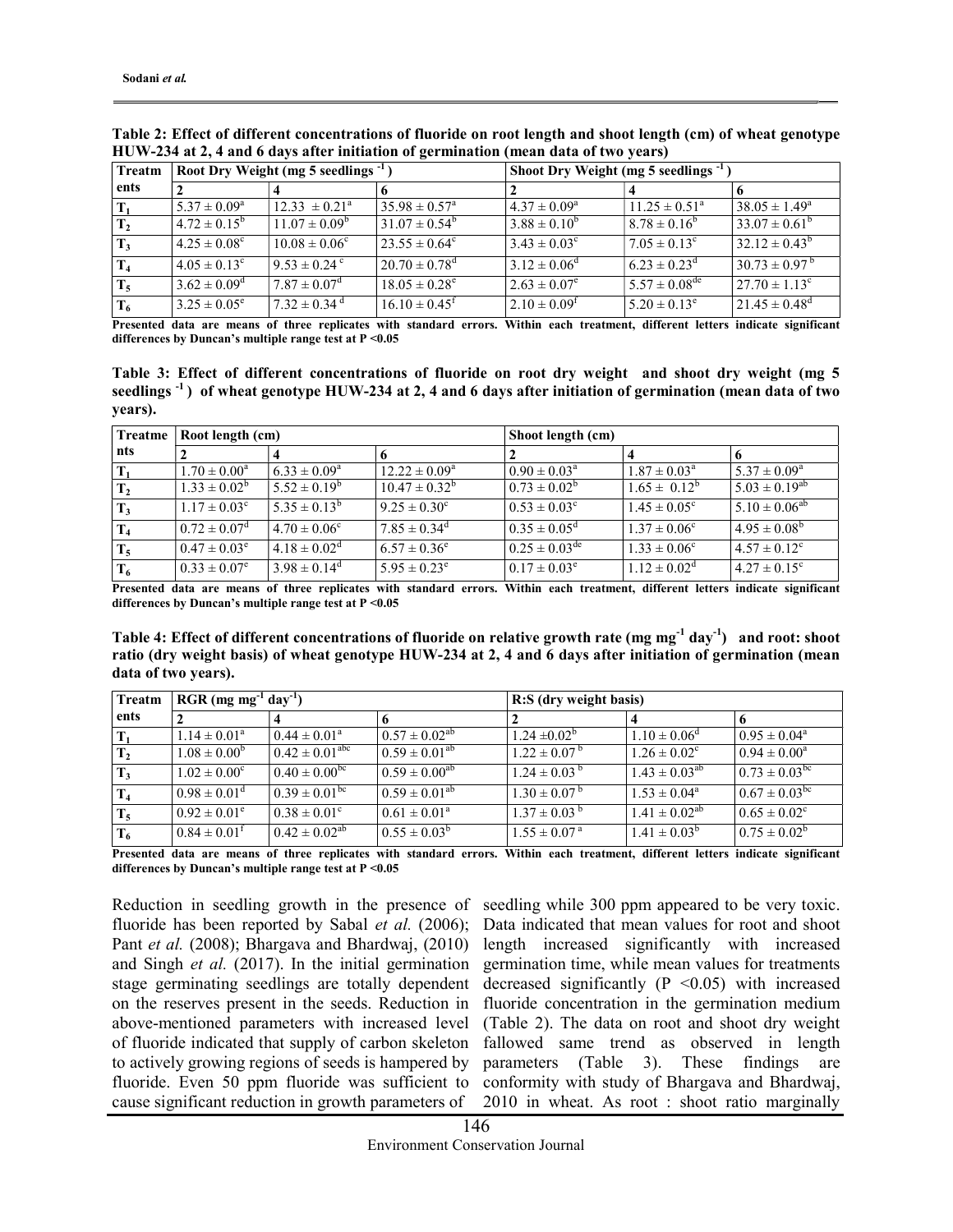**Table 2: Effect of different concentrations of fluoride on root length and shoot length (cm) of wheat genotype HUW-234 at 2, 4 and 6 days after initiation of germination (mean data of two years)**

| Treatments | Root Dry Weight (mg 5 seedlings $^{-1}$) | | | Shoot Dry Weight (mg 5 seedlings $^{-1}$) | | |
|---|---|---|---|---|---|---|
| | 2 | 4 | 6 | 2 | 4 | 6 |
| $T_1$ | $5.37 \pm 0.09^{a}$ | $12.33 \pm 0.21^{a}$ | $35.98 \pm 0.57^{a}$ | $4.37 \pm 0.09^{a}$ | $11.25 \pm 0.51^{a}$ | $38.05 \pm 1.49^{a}$ |
| $T_2$ | $4.72 \pm 0.15^{b}$ | $11.07 \pm 0.09^{b}$ | $31.07 \pm 0.54^{b}$ | $3.88 \pm 0.10^{b}$ | $8.78 \pm 0.16^{b}$ | $33.07 \pm 0.61^{b}$ |
| $T_3$ | $4.25 \pm 0.08^{c}$ | $10.08 \pm 0.06^{c}$ | $23.55 \pm 0.64^{c}$ | $3.43 \pm 0.03^{c}$ | $7.05 \pm 0.13^{c}$ | $32.12 \pm 0.43^{b}$ |
| $T_4$ | $4.05 \pm 0.13^{c}$ | $9.53 \pm 0.24^{c}$ | $20.70 \pm 0.78^{d}$ | $3.12 \pm 0.06^{d}$ | $6.23 \pm 0.23^{d}$ | $30.73 \pm 0.97^{b}$ |
| $T_5$ | $3.62 \pm 0.09^{d}$ | $7.87 \pm 0.07^{d}$ | $18.05 \pm 0.28^{e}$ | $2.63 \pm 0.07^{e}$ | $5.57 \pm 0.08^{de}$ | $27.70 \pm 1.13^{c}$ |
| $T_6$ | $3.25 \pm 0.05^{e}$ | $7.32 \pm 0.34^{d}$ | $16.10 \pm 0.45^{f}$ | $2.10 \pm 0.09^{f}$ | $5.20 \pm 0.13^{e}$ | $21.45 \pm 0.48^{d}$ |

**Presented data are means of three replicates with standard errors. Within each treatment, different letters indicate significant differences by Duncan's multiple range test at P <0.05**

**Table 3: Effect of different concentrations of fluoride on root dry weight and shoot dry weight (mg 5 seedlings $^{-1}$) of wheat genotype HUW-234 at 2, 4 and 6 days after initiation of germination (mean data of two years).**

| Treatments | Root length (cm) | | | Shoot length (cm) | | |
|---|---|---|---|---|---|---|
| | 2 | 4 | 6 | 2 | 4 | 6 |
| $T_1$ | $1.70 \pm 0.00^{a}$ | $6.33 \pm 0.09^{a}$ | $12.22 \pm 0.09^{a}$ | $0.90 \pm 0.03^{a}$ | $1.87 \pm 0.03^{a}$ | $5.37 \pm 0.09^{a}$ |
| $T_2$ | $1.33 \pm 0.02^{b}$ | $5.52 \pm 0.19^{b}$ | $10.47 \pm 0.32^{b}$ | $0.73 \pm 0.02^{b}$ | $1.65 \pm 0.12^{b}$ | $5.03 \pm 0.19^{ab}$ |
| $T_3$ | $1.17 \pm 0.03^{c}$ | $5.35 \pm 0.13^{b}$ | $9.25 \pm 0.30^{c}$ | $0.53 \pm 0.03^{c}$ | $1.45 \pm 0.05^{c}$ | $5.10 \pm 0.06^{ab}$ |
| $T_4$ | $0.72 \pm 0.07^{d}$ | $4.70 \pm 0.06^{c}$ | $7.85 \pm 0.34^{d}$ | $0.35 \pm 0.05^{d}$ | $1.37 \pm 0.06^{c}$ | $4.95 \pm 0.08^{b}$ |
| $T_5$ | $0.47 \pm 0.03^{e}$ | $4.18 \pm 0.02^{d}$ | $6.57 \pm 0.36^{e}$ | $0.25 \pm 0.03^{de}$ | $1.33 \pm 0.06^{c}$ | $4.57 \pm 0.12^{c}$ |
| $T_6$ | $0.33 \pm 0.07^{e}$ | $3.98 \pm 0.14^{d}$ | $5.95 \pm 0.23^{e}$ | $0.17 \pm 0.03^{e}$ | $1.12 \pm 0.02^{d}$ | $4.27 \pm 0.15^{c}$ |

**Presented data are means of three replicates with standard errors. Within each treatment, different letters indicate significant differences by Duncan's multiple range test at P <0.05**

**Table 4: Effect of different concentrations of fluoride on relative growth rate (mg mg$^{-1}$ day$^{-1}$) and root: shoot ratio (dry weight basis) of wheat genotype HUW-234 at 2, 4 and 6 days after initiation of germination (mean data of two years).**

| Treatments | RGR (mg mg$^{-1}$ day$^{-1}$) | | | R:S (dry weight basis) | | |
|---|---|---|---|---|---|---|
| | 2 | 4 | 6 | 2 | 4 | 6 |
| $T_1$ | $1.14 \pm 0.01^{a}$ | $0.44 \pm 0.01^{a}$ | $0.57 \pm 0.02^{ab}$ | $1.24 \pm 0.02^{b}$ | $1.10 \pm 0.06^{d}$ | $0.95 \pm 0.04^{a}$ |
| $T_2$ | $1.08 \pm 0.00^{b}$ | $0.42 \pm 0.01^{abc}$ | $0.59 \pm 0.01^{ab}$ | $1.22 \pm 0.07^{b}$ | $1.26 \pm 0.02^{c}$ | $0.94 \pm 0.00^{a}$ |
| $T_3$ | $1.02 \pm 0.00^{c}$ | $0.40 \pm 0.00^{bc}$ | $0.59 \pm 0.00^{ab}$ | $1.24 \pm 0.03^{b}$ | $1.43 \pm 0.03^{ab}$ | $0.73 \pm 0.03^{bc}$ |
| $T_4$ | $0.98 \pm 0.01^{d}$ | $0.39 \pm 0.01^{bc}$ | $0.59 \pm 0.01^{ab}$ | $1.30 \pm 0.07^{b}$ | $1.53 \pm 0.04^{a}$ | $0.67 \pm 0.03^{bc}$ |
| $T_5$ | $0.92 \pm 0.01^{e}$ | $0.38 \pm 0.01^{c}$ | $0.61 \pm 0.01^{a}$ | $1.37 \pm 0.03^{b}$ | $1.41 \pm 0.02^{ab}$ | $0.65 \pm 0.02^{c}$ |
| $T_6$ | $0.84 \pm 0.01^{f}$ | $0.42 \pm 0.02^{ab}$ | $0.55 \pm 0.03^{b}$ | $1.55 \pm 0.07^{a}$ | $1.41 \pm 0.03^{b}$ | $0.75 \pm 0.02^{b}$ |

**Presented data are means of three replicates with standard errors. Within each treatment, different letters indicate significant differences by Duncan's multiple range test at P <0.05**

Reduction in seedling growth in the presence of fluoride has been reported by Sabal *et al.* (2006); Pant *et al.* (2008); Bhargava and Bhardwaj, (2010) and Singh *et al.* (2017). In the initial germination stage germinating seedlings are totally dependent on the reserves present in the seeds. Reduction in above-mentioned parameters with increased level of fluoride indicated that supply of carbon skeleton to actively growing regions of seeds is hampered by fluoride. Even 50 ppm fluoride was sufficient to cause significant reduction in growth parameters of seedling while 300 ppm appeared to be very toxic. Data indicated that mean values for root and shoot length increased significantly with increased germination time, while mean values for treatments decreased significantly ($P < 0.05$) with increased fluoride concentration in the germination medium (Table 2). The data on root and shoot dry weight fallowed same trend as observed in length parameters (Table 3). These findings are conformity with study of Bhargava and Bhardwaj, 2010 in wheat. As root : shoot ratio marginally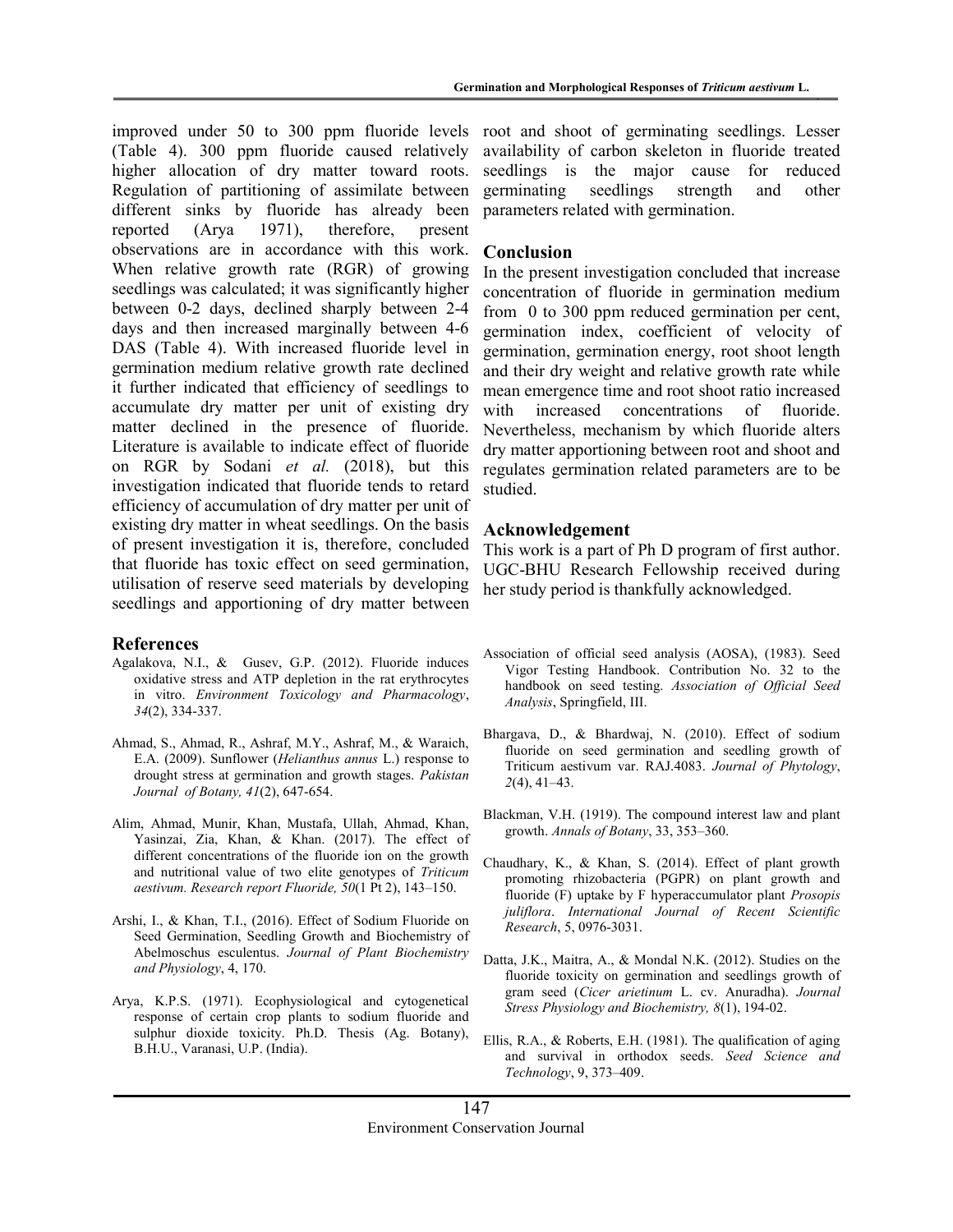improved under 50 to 300 ppm fluoride levels (Table 4). 300 ppm fluoride caused relatively higher allocation of dry matter toward roots. Regulation of partitioning of assimilate between different sinks by fluoride has already been reported (Arya 1971), therefore, present observations are in accordance with this work. When relative growth rate (RGR) of growing seedlings was calculated; it was significantly higher between 0-2 days, declined sharply between 2-4 days and then increased marginally between 4-6 DAS (Table 4). With increased fluoride level in germination medium relative growth rate declined it further indicated that efficiency of seedlings to accumulate dry matter per unit of existing dry matter declined in the presence of fluoride. Literature is available to indicate effect of fluoride on RGR by Sodani *et al.* (2018), but this investigation indicated that fluoride tends to retard efficiency of accumulation of dry matter per unit of existing dry matter in wheat seedlings. On the basis of present investigation it is, therefore, concluded that fluoride has toxic effect on seed germination, utilisation of reserve seed materials by developing seedlings and apportioning of dry matter between root and shoot of germinating seedlings. Lesser availability of carbon skeleton in fluoride treated seedlings is the major cause for reduced germinating seedlings strength and other parameters related with germination.

## Conclusion

In the present investigation concluded that increase concentration of fluoride in germination medium from 0 to 300 ppm reduced germination per cent, germination index, coefficient of velocity of germination, germination energy, root shoot length and their dry weight and relative growth rate while mean emergence time and root shoot ratio increased with increased concentrations of fluoride. Nevertheless, mechanism by which fluoride alters dry matter apportioning between root and shoot and regulates germination related parameters are to be studied.

## Acknowledgement

This work is a part of Ph D program of first author. UGC-BHU Research Fellowship received during her study period is thankfully acknowledged.

## References

Agalakova, N.I., & Gusev, G.P. (2012). Fluoride induces oxidative stress and ATP depletion in the rat erythrocytes in vitro. *Environment Toxicology and Pharmacology*, *34*(2), 334-337.

Ahmad, S., Ahmad, R., Ashraf, M.Y., Ashraf, M., & Waraich, E.A. (2009). Sunflower (*Helianthus annus* L.) response to drought stress at germination and growth stages. *Pakistan Journal of Botany, 41*(2), 647-654.

Alim, Ahmad, Munir, Khan, Mustafa, Ullah, Ahmad, Khan, Yasinzai, Zia, Khan, & Khan. (2017). The effect of different concentrations of the fluoride ion on the growth and nutritional value of two elite genotypes of *Triticum aestivum. Research report Fluoride, 50*(1 Pt 2), 143–150.

Arshi, I., & Khan, T.I., (2016). Effect of Sodium Fluoride on Seed Germination, Seedling Growth and Biochemistry of Abelmoschus esculentus. *Journal of Plant Biochemistry and Physiology*, 4, 170.

Arya, K.P.S. (1971). Ecophysiological and cytogenetical response of certain crop plants to sodium fluoride and sulphur dioxide toxicity. Ph.D. Thesis (Ag. Botany), B.H.U., Varanasi, U.P. (India).

Association of official seed analysis (AOSA), (1983). Seed Vigor Testing Handbook. Contribution No. 32 to the handbook on seed testing. *Association of Official Seed Analysis*, Springfield, III.

Bhargava, D., & Bhardwaj, N. (2010). Effect of sodium fluoride on seed germination and seedling growth of Triticum aestivum var. RAJ.4083. *Journal of Phytology*, *2*(4), 41–43.

Blackman, V.H. (1919). The compound interest law and plant growth. *Annals of Botany*, 33, 353–360.

Chaudhary, K., & Khan, S. (2014). Effect of plant growth promoting rhizobacteria (PGPR) on plant growth and fluoride (F) uptake by F hyperaccumulator plant *Prosopis juliflora*. *International Journal of Recent Scientific Research*, 5, 0976-3031.

Datta, J.K., Maitra, A., & Mondal N.K. (2012). Studies on the fluoride toxicity on germination and seedlings growth of gram seed (*Cicer arietinum* L. cv. Anuradha). *Journal Stress Physiology and Biochemistry, 8*(1), 194-02.

Ellis, R.A., & Roberts, E.H. (1981). The qualification of aging and survival in orthodox seeds. *Seed Science and Technology*, 9, 373–409.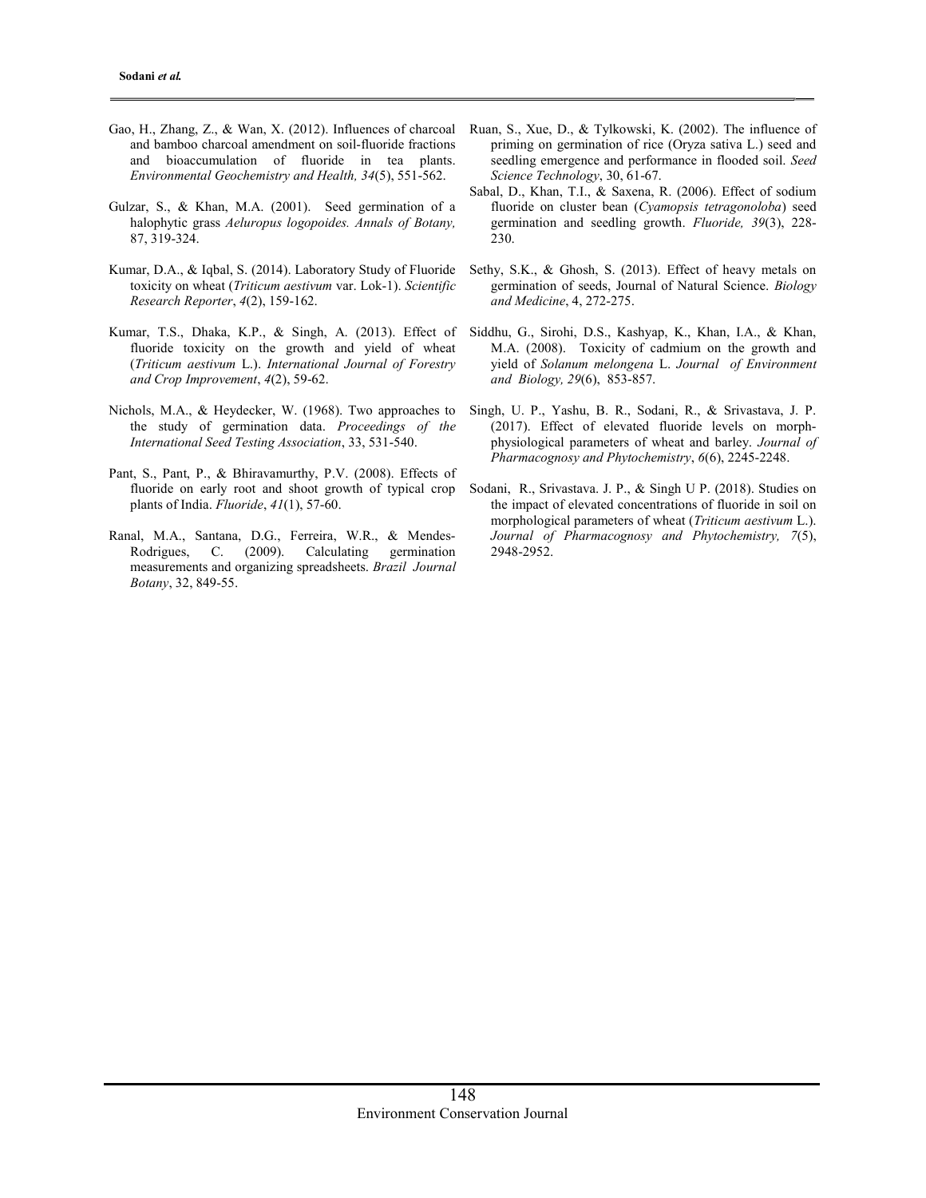Gao, H., Zhang, Z., & Wan, X. (2012). Influences of charcoal and bamboo charcoal amendment on soil-fluoride fractions and bioaccumulation of fluoride in tea plants. *Environmental Geochemistry and Health, 34*(5), 551-562.

Gulzar, S., & Khan, M.A. (2001). Seed germination of a halophytic grass *Aeluropus logopoides. Annals of Botany,* 87, 319-324.

Kumar, D.A., & Iqbal, S. (2014). Laboratory Study of Fluoride toxicity on wheat (*Triticum aestivum* var. Lok-1). *Scientific Research Reporter*, *4*(2), 159-162.

Kumar, T.S., Dhaka, K.P., & Singh, A. (2013). Effect of fluoride toxicity on the growth and yield of wheat (*Triticum aestivum* L.). *International Journal of Forestry and Crop Improvement*, *4*(2), 59-62.

Nichols, M.A., & Heydecker, W. (1968). Two approaches to the study of germination data. *Proceedings of the International Seed Testing Association*, 33, 531-540.

Pant, S., Pant, P., & Bhiravamurthy, P.V. (2008). Effects of fluoride on early root and shoot growth of typical crop plants of India. *Fluoride*, *41*(1), 57-60.

Ranal, M.A., Santana, D.G., Ferreira, W.R., & Mendes-Rodrigues, C. (2009). Calculating germination measurements and organizing spreadsheets. *Brazil Journal Botany*, 32, 849-55.

Ruan, S., Xue, D., & Tylkowski, K. (2002). The influence of priming on germination of rice (Oryza sativa L.) seed and seedling emergence and performance in flooded soil. *Seed Science Technology*, 30, 61-67.

Sabal, D., Khan, T.I., & Saxena, R. (2006). Effect of sodium fluoride on cluster bean (*Cyamopsis tetragonoloba*) seed germination and seedling growth. *Fluoride, 39*(3), 228-230.

Sethy, S.K., & Ghosh, S. (2013). Effect of heavy metals on germination of seeds, Journal of Natural Science. *Biology and Medicine*, 4, 272-275.

Siddhu, G., Sirohi, D.S., Kashyap, K., Khan, I.A., & Khan, M.A. (2008). Toxicity of cadmium on the growth and yield of *Solanum melongena* L. *Journal of Environment and Biology, 29*(6), 853-857.

Singh, U. P., Yashu, B. R., Sodani, R., & Srivastava, J. P. (2017). Effect of elevated fluoride levels on morph-physiological parameters of wheat and barley. *Journal of Pharmacognosy and Phytochemistry*, *6*(6), 2245-2248.

Sodani, R., Srivastava. J. P., & Singh U P. (2018). Studies on the impact of elevated concentrations of fluoride in soil on morphological parameters of wheat (*Triticum aestivum* L.). *Journal of Pharmacognosy and Phytochemistry, 7*(5), 2948-2952.